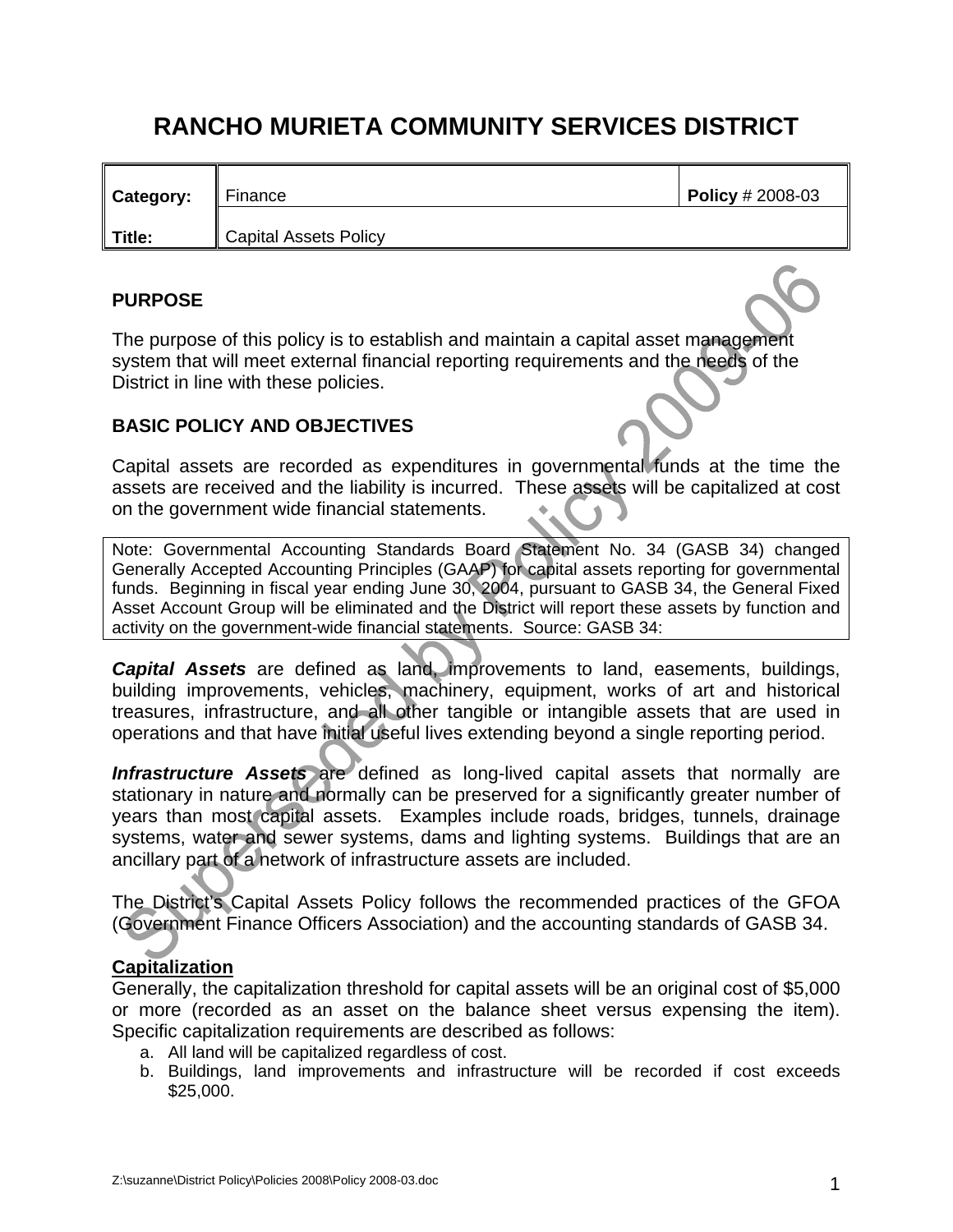# RANCHO MURIETA COMMUNITY SERVICES DISTRICT

| Category: | Finance | Policy # 2008-03 |
| --- | --- | --- |
| Title: | Capital Assets Policy | |

Superseded by Policy 2009-06

## PURPOSE

The purpose of this policy is to establish and maintain a capital asset management system that will meet external financial reporting requirements and the needs of the District in line with these policies.

## BASIC POLICY AND OBJECTIVES

Capital assets are recorded as expenditures in governmental funds at the time the assets are received and the liability is incurred. These assets will be capitalized at cost on the government wide financial statements.

> Note: Governmental Accounting Standards Board Statement No. 34 (GASB 34) changed Generally Accepted Accounting Principles (GAAP) for capital assets reporting for governmental funds. Beginning in fiscal year ending June 30, 2004, pursuant to GASB 34, the General Fixed Asset Account Group will be eliminated and the District will report these assets by function and activity on the government-wide financial statements. Source: GASB 34:

***Capital Assets*** are defined as land, improvements to land, easements, buildings, building improvements, vehicles, machinery, equipment, works of art and historical treasures, infrastructure, and all other tangible or intangible assets that are used in operations and that have initial useful lives extending beyond a single reporting period.

***Infrastructure Assets*** are defined as long-lived capital assets that normally are stationary in nature and normally can be preserved for a significantly greater number of years than most capital assets. Examples include roads, bridges, tunnels, drainage systems, water and sewer systems, dams and lighting systems. Buildings that are an ancillary part of a network of infrastructure assets are included.

The District's Capital Assets Policy follows the recommended practices of the GFOA (Government Finance Officers Association) and the accounting standards of GASB 34.

### Capitalization

Generally, the capitalization threshold for capital assets will be an original cost of $5,000 or more (recorded as an asset on the balance sheet versus expensing the item). Specific capitalization requirements are described as follows:

a. All land will be capitalized regardless of cost.
b. Buildings, land improvements and infrastructure will be recorded if cost exceeds $25,000.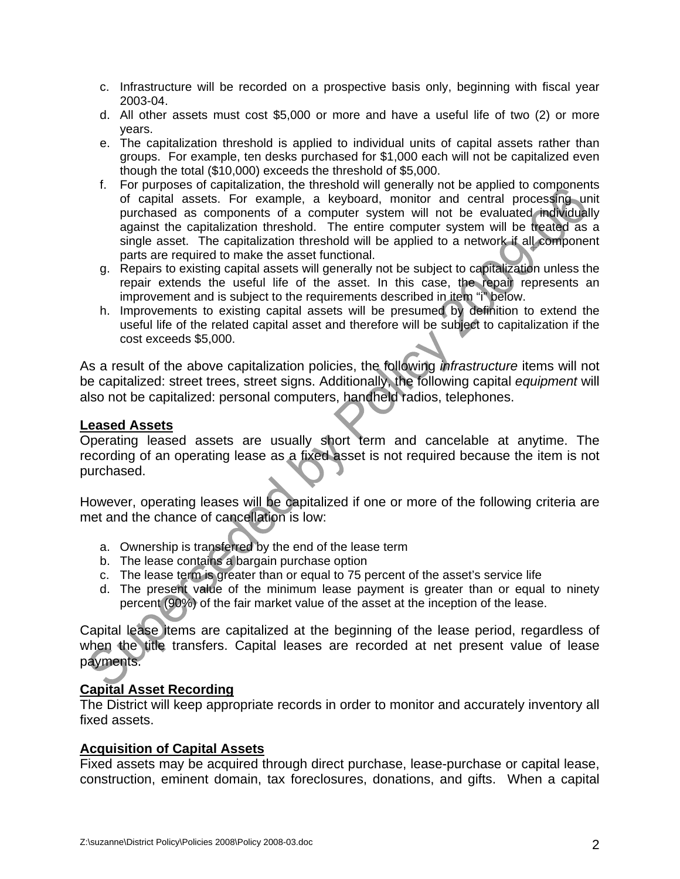c. Infrastructure will be recorded on a prospective basis only, beginning with fiscal year 2003-04.
d. All other assets must cost $5,000 or more and have a useful life of two (2) or more years.
e. The capitalization threshold is applied to individual units of capital assets rather than groups. For example, ten desks purchased for $1,000 each will not be capitalized even though the total ($10,000) exceeds the threshold of $5,000.
f. For purposes of capitalization, the threshold will generally not be applied to components of capital assets. For example, a keyboard, monitor and central processing unit purchased as components of a computer system will not be evaluated individually against the capitalization threshold. The entire computer system will be treated as a single asset. The capitalization threshold will be applied to a network if all component parts are required to make the asset functional.
g. Repairs to existing capital assets will generally not be subject to capitalization unless the repair extends the useful life of the asset. In this case, the repair represents an improvement and is subject to the requirements described in item "i" below.
h. Improvements to existing capital assets will be presumed by definition to extend the useful life of the related capital asset and therefore will be subject to capitalization if the cost exceeds $5,000.

As a result of the above capitalization policies, the following *infrastructure* items will not be capitalized: street trees, street signs. Additionally, the following capital *equipment* will also not be capitalized: personal computers, handheld radios, telephones.

**Leased Assets**

Operating leased assets are usually short term and cancelable at anytime. The recording of an operating lease as a fixed asset is not required because the item is not purchased.

However, operating leases will be capitalized if one or more of the following criteria are met and the chance of cancellation is low:

a. Ownership is transferred by the end of the lease term
b. The lease contains a bargain purchase option
c. The lease term is greater than or equal to 75 percent of the asset's service life
d. The present value of the minimum lease payment is greater than or equal to ninety percent (90%) of the fair market value of the asset at the inception of the lease.

Capital lease items are capitalized at the beginning of the lease period, regardless of when the title transfers. Capital leases are recorded at net present value of lease payments.

**Capital Asset Recording**

The District will keep appropriate records in order to monitor and accurately inventory all fixed assets.

**Acquisition of Capital Assets**

Fixed assets may be acquired through direct purchase, lease-purchase or capital lease, construction, eminent domain, tax foreclosures, donations, and gifts. When a capital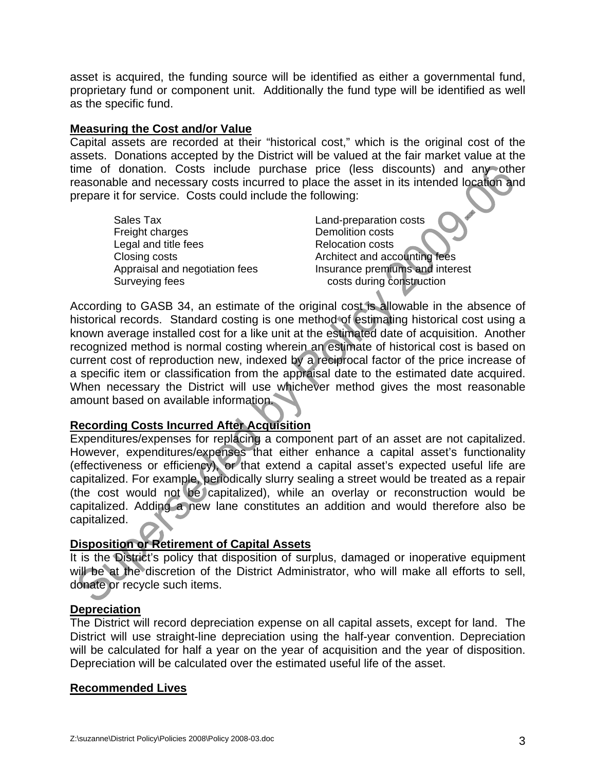asset is acquired, the funding source will be identified as either a governmental fund, proprietary fund or component unit. Additionally the fund type will be identified as well as the specific fund.

**Measuring the Cost and/or Value**

Capital assets are recorded at their "historical cost," which is the original cost of the assets. Donations accepted by the District will be valued at the fair market value at the time of donation. Costs include purchase price (less discounts) and any other reasonable and necessary costs incurred to place the asset in its intended location and prepare it for service. Costs could include the following:

| | |
|---|---|
| Sales Tax | Land-preparation costs |
| Freight charges | Demolition costs |
| Legal and title fees | Relocation costs |
| Closing costs | Architect and accounting fees |
| Appraisal and negotiation fees | Insurance premiums and interest costs during construction |
| Surveying fees | |

According to GASB 34, an estimate of the original cost is allowable in the absence of historical records. Standard costing is one method of estimating historical cost using a known average installed cost for a like unit at the estimated date of acquisition. Another recognized method is normal costing wherein an estimate of historical cost is based on current cost of reproduction new, indexed by a reciprocal factor of the price increase of a specific item or classification from the appraisal date to the estimated date acquired. When necessary the District will use whichever method gives the most reasonable amount based on available information.

**Recording Costs Incurred After Acquisition**

Expenditures/expenses for replacing a component part of an asset are not capitalized. However, expenditures/expenses that either enhance a capital asset's functionality (effectiveness or efficiency), or that extend a capital asset's expected useful life are capitalized. For example, periodically slurry sealing a street would be treated as a repair (the cost would not be capitalized), while an overlay or reconstruction would be capitalized. Adding a new lane constitutes an addition and would therefore also be capitalized.

**Disposition or Retirement of Capital Assets**

It is the District's policy that disposition of surplus, damaged or inoperative equipment will be at the discretion of the District Administrator, who will make all efforts to sell, donate or recycle such items.

**Depreciation**

The District will record depreciation expense on all capital assets, except for land. The District will use straight-line depreciation using the half-year convention. Depreciation will be calculated for half a year on the year of acquisition and the year of disposition. Depreciation will be calculated over the estimated useful life of the asset.

**Recommended Lives**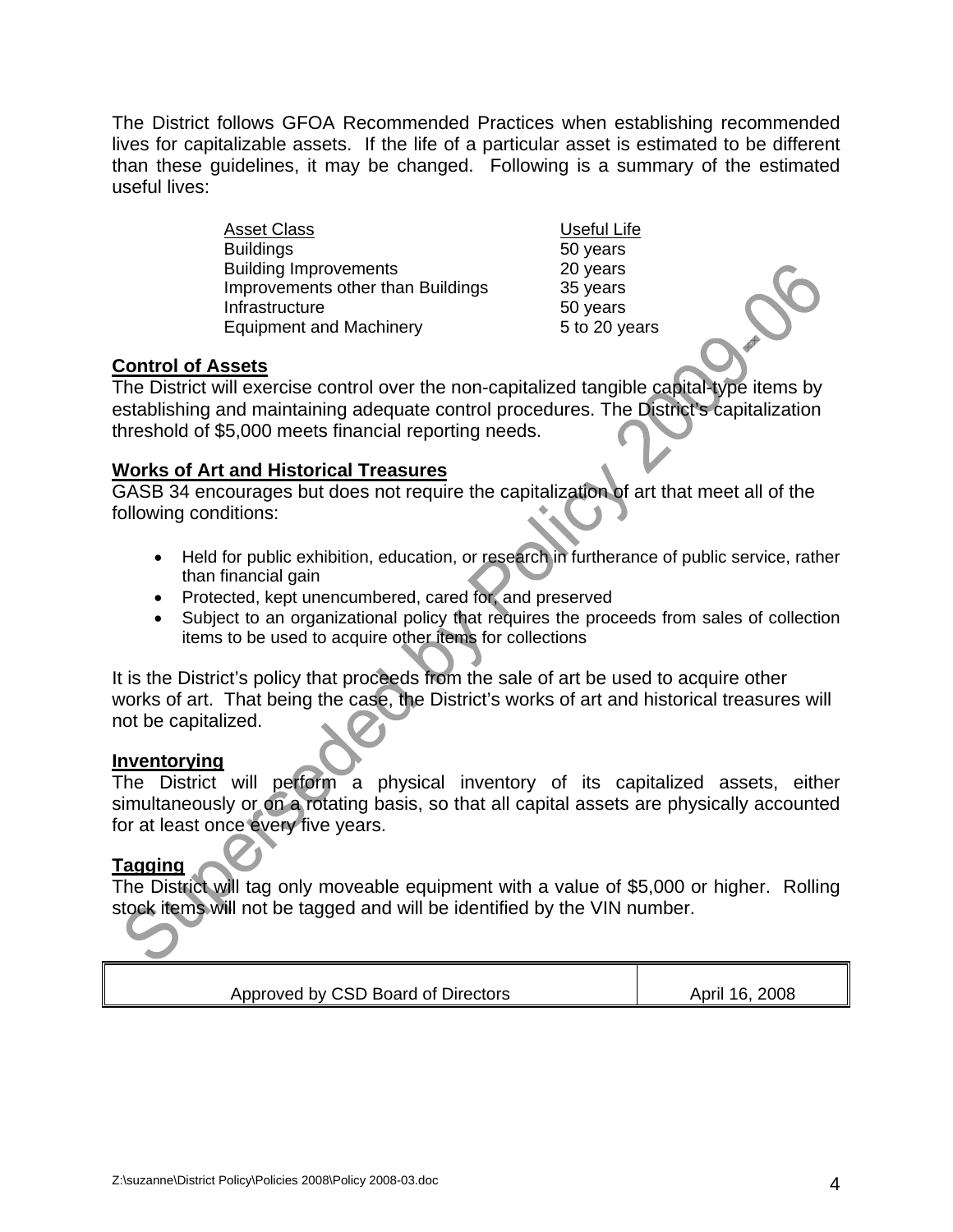The District follows GFOA Recommended Practices when establishing recommended lives for capitalizable assets. If the life of a particular asset is estimated to be different than these guidelines, it may be changed. Following is a summary of the estimated useful lives:

| Asset Class | Useful Life |
|---|---|
| Buildings | 50 years |
| Building Improvements | 20 years |
| Improvements other than Buildings | 35 years |
| Infrastructure | 50 years |
| Equipment and Machinery | 5 to 20 years |

**Control of Assets**

The District will exercise control over the non-capitalized tangible capital-type items by establishing and maintaining adequate control procedures. The District's capitalization threshold of $5,000 meets financial reporting needs.

**Works of Art and Historical Treasures**

GASB 34 encourages but does not require the capitalization of art that meet all of the following conditions:

- Held for public exhibition, education, or research in furtherance of public service, rather than financial gain
- Protected, kept unencumbered, cared for, and preserved
- Subject to an organizational policy that requires the proceeds from sales of collection items to be used to acquire other items for collections

It is the District's policy that proceeds from the sale of art be used to acquire other works of art. That being the case, the District's works of art and historical treasures will not be capitalized.

**Inventorying**

The District will perform a physical inventory of its capitalized assets, either simultaneously or on a rotating basis, so that all capital assets are physically accounted for at least once every five years.

**Tagging**

The District will tag only moveable equipment with a value of $5,000 or higher. Rolling stock items will not be tagged and will be identified by the VIN number.

| | |
|---|---|
| Approved by CSD Board of Directors | April 16, 2008 |

Superseded by Policy 2009-06

Z:\suzanne\District Policy\Policies 2008\Policy 2008-03.doc